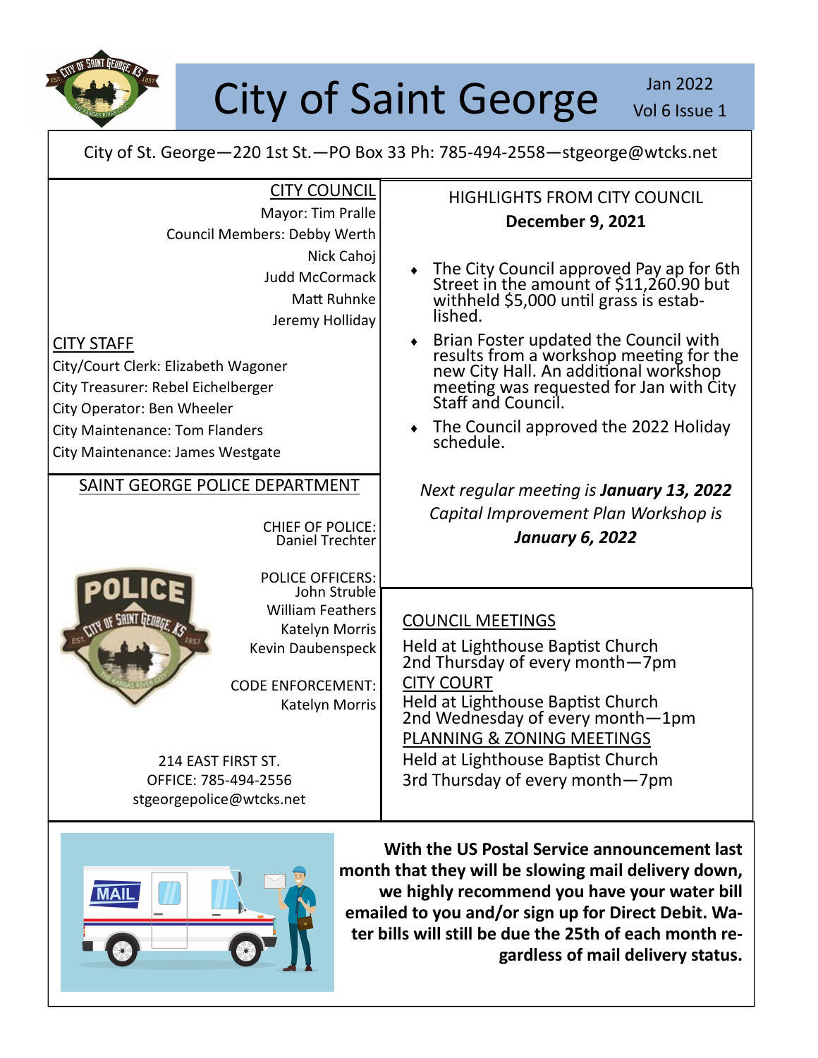# City of Saint George

Jan 2022
Vol 6 Issue 1

City of St. George—220 1st St.—PO Box 33 Ph: 785-494-2558—stgeorge@wtcks.net

## CITY COUNCIL

Mayor: Tim Pralle

Council Members: Debby Werth
Nick Cahoj
Judd McCormack
Matt Ruhnke
Jeremy Holliday

## CITY STAFF

City/Court Clerk: Elizabeth Wagoner
City Treasurer: Rebel Eichelberger
City Operator: Ben Wheeler
City Maintenance: Tom Flanders
City Maintenance: James Westgate

## SAINT GEORGE POLICE DEPARTMENT

CHIEF OF POLICE:
Daniel Trechter

POLICE OFFICERS:
John Struble
William Feathers
Katelyn Morris
Kevin Daubenspeck

CODE ENFORCEMENT:
Katelyn Morris

214 EAST FIRST ST.
OFFICE: 785-494-2556
stgeorgepolice@wtcks.net

## HIGHLIGHTS FROM CITY COUNCIL

**December 9, 2021**

- The City Council approved Pay ap for 6th Street in the amount of $11,260.90 but withheld $5,000 until grass is established.
- Brian Foster updated the Council with results from a workshop meeting for the new City Hall. An additional workshop meeting was requested for Jan with City Staff and Council.
- The Council approved the 2022 Holiday schedule.

*Next regular meeting is **January 13, 2022***
*Capital Improvement Plan Workshop is*
***January 6, 2022***

## COUNCIL MEETINGS

Held at Lighthouse Baptist Church
2nd Thursday of every month—7pm

## CITY COURT

Held at Lighthouse Baptist Church
2nd Wednesday of every month—1pm

## PLANNING & ZONING MEETINGS

Held at Lighthouse Baptist Church
3rd Thursday of every month—7pm

**With the US Postal Service announcement last month that they will be slowing mail delivery down, we highly recommend you have your water bill emailed to you and/or sign up for Direct Debit. Water bills will still be due the 25th of each month regardless of mail delivery status.**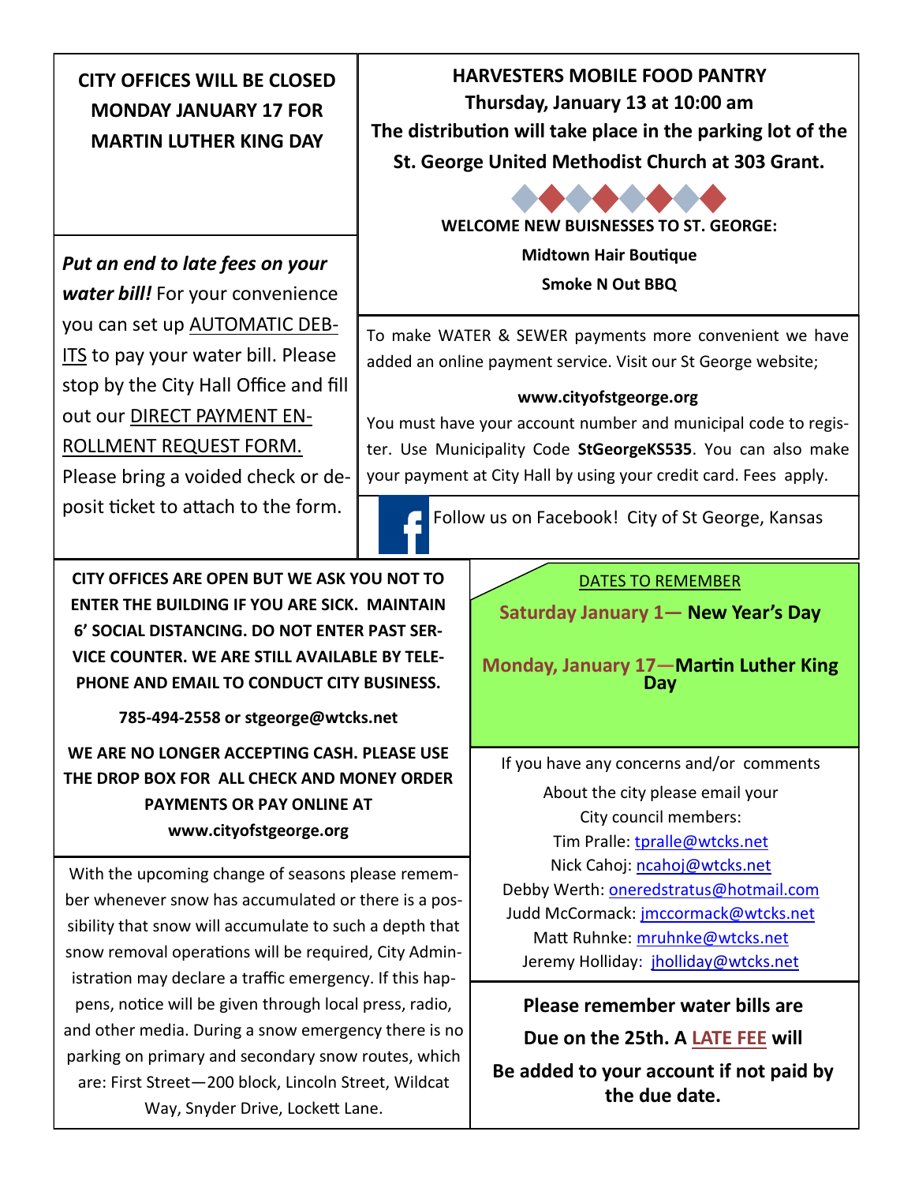**CITY OFFICES WILL BE CLOSED MONDAY JANUARY 17 FOR MARTIN LUTHER KING DAY**

***Put an end to late fees on your water bill!*** For your convenience you can set up AUTOMATIC DEBITS to pay your water bill. Please stop by the City Hall Office and fill out our DIRECT PAYMENT ENROLLMENT REQUEST FORM. Please bring a voided check or deposit ticket to attach to the form.

**HARVESTERS MOBILE FOOD PANTRY**
**Thursday, January 13 at 10:00 am**
**The distribution will take place in the parking lot of the St. George United Methodist Church at 303 Grant.**

**WELCOME NEW BUISNESSES TO ST. GEORGE:**

**Midtown Hair Boutique**

**Smoke N Out BBQ**

To make WATER & SEWER payments more convenient we have added an online payment service. Visit our St George website;

**www.cityofstgeorge.org**

You must have your account number and municipal code to register. Use Municipality Code **StGeorgeKS535**. You can also make your payment at City Hall by using your credit card. Fees apply.

Follow us on Facebook! City of St George, Kansas

**CITY OFFICES ARE OPEN BUT WE ASK YOU NOT TO ENTER THE BUILDING IF YOU ARE SICK. MAINTAIN 6' SOCIAL DISTANCING. DO NOT ENTER PAST SERVICE COUNTER. WE ARE STILL AVAILABLE BY TELEPHONE AND EMAIL TO CONDUCT CITY BUSINESS.**

**785-494-2558 or stgeorge@wtcks.net**

**WE ARE NO LONGER ACCEPTING CASH. PLEASE USE THE DROP BOX FOR ALL CHECK AND MONEY ORDER PAYMENTS OR PAY ONLINE AT www.cityofstgeorge.org**

With the upcoming change of seasons please remember whenever snow has accumulated or there is a possibility that snow will accumulate to such a depth that snow removal operations will be required, City Administration may declare a traffic emergency. If this happens, notice will be given through local press, radio, and other media. During a snow emergency there is no parking on primary and secondary snow routes, which are: First Street—200 block, Lincoln Street, Wildcat Way, Snyder Drive, Lockett Lane.

DATES TO REMEMBER

**Saturday January 1— New Year's Day**

**Monday, January 17—Martin Luther King Day**

If you have any concerns and/or comments About the city please email your City council members:

Tim Pralle: tpralle@wtcks.net
Nick Cahoj: ncahoj@wtcks.net
Debby Werth: oneredstratus@hotmail.com
Judd McCormack: jmccormack@wtcks.net
Matt Ruhnke: mruhnke@wtcks.net
Jeremy Holliday: jholliday@wtcks.net

**Please remember water bills are Due on the 25th. A LATE FEE will Be added to your account if not paid by the due date.**